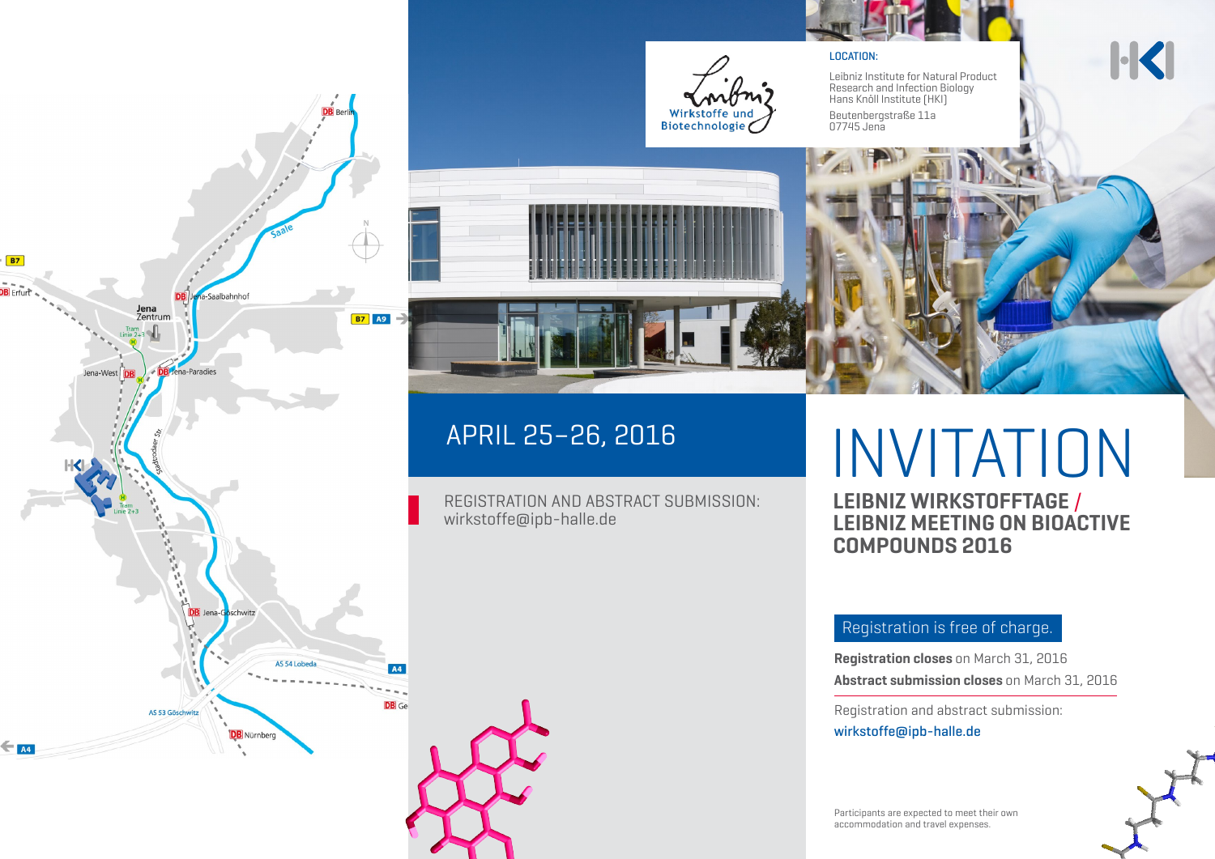Leibniz Wirkstoffe und Biotechnologie

**LOCATION:**

Leibniz Institute for Natural Product Research and Infection Biology
Hans Knöll Institute (HKI)

Beutenbergstraße 11a
07745 Jena

## APRIL 25–26, 2016

REGISTRATION AND ABSTRACT SUBMISSION:
wirkstoffe@ipb-halle.de

# INVITATION

## LEIBNIZ WIRKSTOFFTAGE / LEIBNIZ MEETING ON BIOACTIVE COMPOUNDS 2016

Registration is free of charge.

**Registration closes** on March 31, 2016

**Abstract submission closes** on March 31, 2016

Registration and abstract submission:
wirkstoffe@ipb-halle.de

Participants are expected to meet their own accommodation and travel expenses.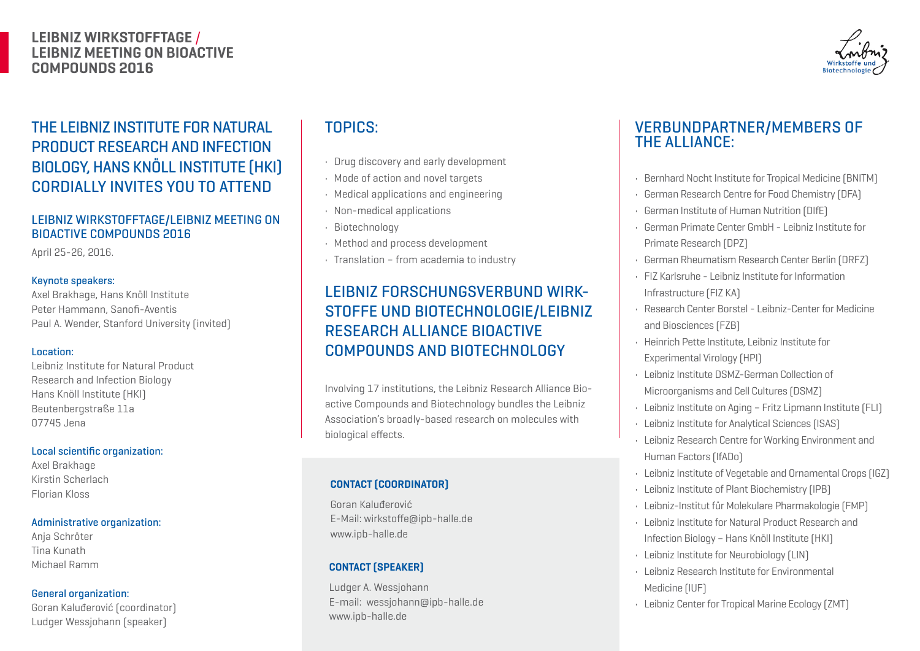# LEIBNIZ WIRKSTOFFTAGE / LEIBNIZ MEETING ON BIOACTIVE COMPOUNDS 2016

## THE LEIBNIZ INSTITUTE FOR NATURAL PRODUCT RESEARCH AND INFECTION BIOLOGY, HANS KNÖLL INSTITUTE (HKI) CORDIALLY INVITES YOU TO ATTEND

### LEIBNIZ WIRKSTOFFTAGE/LEIBNIZ MEETING ON BIOACTIVE COMPOUNDS 2016

April 25-26, 2016.

**Keynote speakers:**
Axel Brakhage, Hans Knöll Institute
Peter Hammann, Sanofi-Aventis
Paul A. Wender, Stanford University (invited)

**Location:**
Leibniz Institute for Natural Product Research and Infection Biology
Hans Knöll Institute (HKI)
Beutenbergstraße 11a
07745 Jena

**Local scientific organization:**
Axel Brakhage
Kirstin Scherlach
Florian Kloss

**Administrative organization:**
Anja Schröter
Tina Kunath
Michael Ramm

**General organization:**
Goran Kaluđerović (coordinator)
Ludger Wessjohann (speaker)

## TOPICS:

- Drug discovery and early development
- Mode of action and novel targets
- Medical applications and engineering
- Non-medical applications
- Biotechnology
- Method and process development
- Translation – from academia to industry

## LEIBNIZ FORSCHUNGSVERBUND WIRKSTOFFE UND BIOTECHNOLOGIE/LEIBNIZ RESEARCH ALLIANCE BIOACTIVE COMPOUNDS AND BIOTECHNOLOGY

Involving 17 institutions, the Leibniz Research Alliance Bioactive Compounds and Biotechnology bundles the Leibniz Association's broadly-based research on molecules with biological effects.

**CONTACT (COORDINATOR)**

Goran Kaluđerović
E-Mail: wirkstoffe@ipb-halle.de
www.ipb-halle.de

**CONTACT (SPEAKER)**

Ludger A. Wessjohann
E-mail: wessjohann@ipb-halle.de
www.ipb-halle.de

## VERBUNDPARTNER/MEMBERS OF THE ALLIANCE:

- Bernhard Nocht Institute for Tropical Medicine (BNITM)
- German Research Centre for Food Chemistry (DFA)
- German Institute of Human Nutrition (DIfE)
- German Primate Center GmbH - Leibniz Institute for Primate Research (DPZ)
- German Rheumatism Research Center Berlin (DRFZ)
- FIZ Karlsruhe - Leibniz Institute for Information Infrastructure (FIZ KA)
- Research Center Borstel - Leibniz-Center for Medicine and Biosciences (FZB)
- Heinrich Pette Institute, Leibniz Institute for Experimental Virology (HPI)
- Leibniz Institute DSMZ-German Collection of Microorganisms and Cell Cultures (DSMZ)
- Leibniz Institute on Aging – Fritz Lipmann Institute (FLI)
- Leibniz Institute for Analytical Sciences (ISAS)
- Leibniz Research Centre for Working Environment and Human Factors (IfADo)
- Leibniz Institute of Vegetable and Ornamental Crops (IGZ)
- Leibniz Institute of Plant Biochemistry (IPB)
- Leibniz-Institut für Molekulare Pharmakologie (FMP)
- Leibniz Institute for Natural Product Research and Infection Biology – Hans Knöll Institute (HKI)
- Leibniz Institute for Neurobiology (LIN)
- Leibniz Research Institute for Environmental Medicine (IUF)
- Leibniz Center for Tropical Marine Ecology (ZMT)